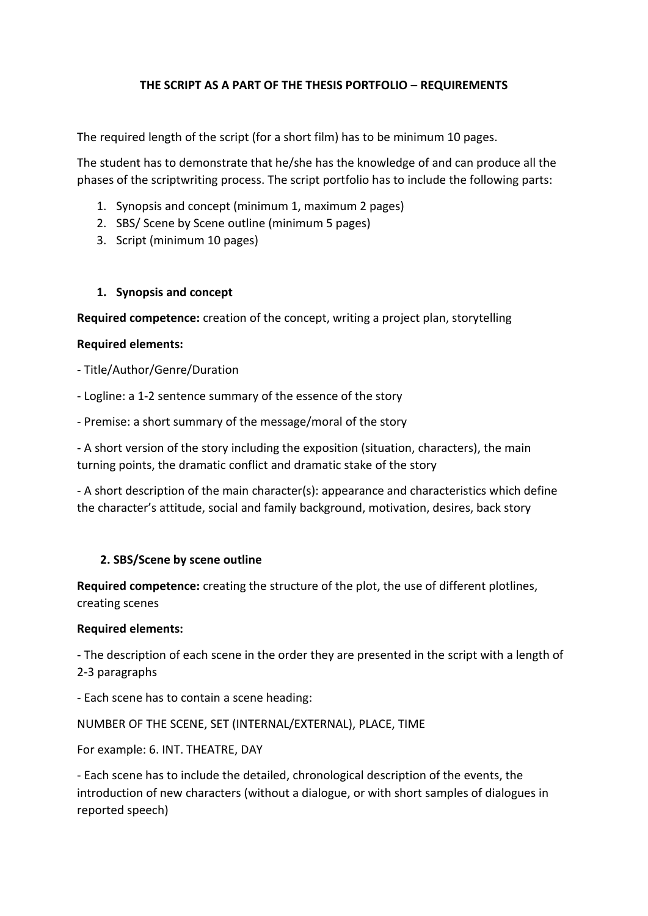# THE SCRIPT AS A PART OF THE THESIS PORTFOLIO – REQUIREMENTS

The required length of the script (for a short film) has to be minimum 10 pages.

The student has to demonstrate that he/she has the knowledge of and can produce all the phases of the scriptwriting process. The script portfolio has to include the following parts:

1. Synopsis and concept (minimum 1, maximum 2 pages)
2. SBS/ Scene by Scene outline (minimum 5 pages)
3. Script (minimum 10 pages)

## 1. Synopsis and concept

**Required competence:** creation of the concept, writing a project plan, storytelling

**Required elements:**

- Title/Author/Genre/Duration

- Logline: a 1-2 sentence summary of the essence of the story

- Premise: a short summary of the message/moral of the story

- A short version of the story including the exposition (situation, characters), the main turning points, the dramatic conflict and dramatic stake of the story

- A short description of the main character(s): appearance and characteristics which define the character's attitude, social and family background, motivation, desires, back story

## 2. SBS/Scene by scene outline

**Required competence:** creating the structure of the plot, the use of different plotlines, creating scenes

**Required elements:**

- The description of each scene in the order they are presented in the script with a length of 2-3 paragraphs

- Each scene has to contain a scene heading:

NUMBER OF THE SCENE, SET (INTERNAL/EXTERNAL), PLACE, TIME

For example: 6. INT. THEATRE, DAY

- Each scene has to include the detailed, chronological description of the events, the introduction of new characters (without a dialogue, or with short samples of dialogues in reported speech)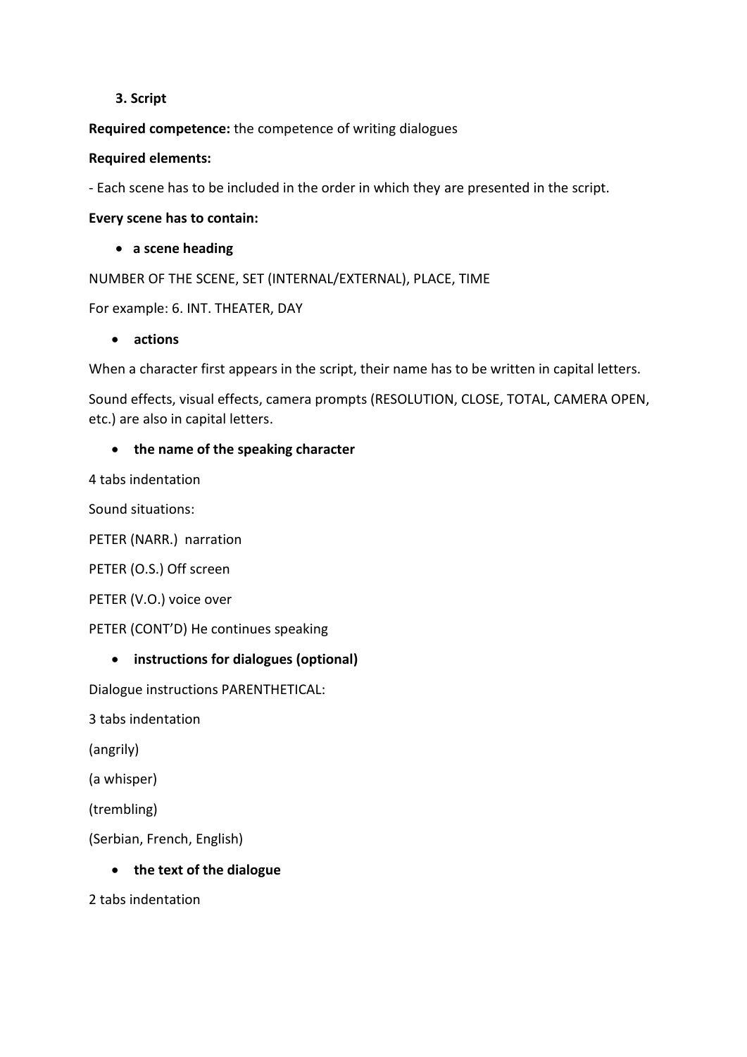### 3. Script

**Required competence:** the competence of writing dialogues

**Required elements:**

- Each scene has to be included in the order in which they are presented in the script.

**Every scene has to contain:**

- **a scene heading**

NUMBER OF THE SCENE, SET (INTERNAL/EXTERNAL), PLACE, TIME

For example: 6. INT. THEATER, DAY

- **actions**

When a character first appears in the script, their name has to be written in capital letters.

Sound effects, visual effects, camera prompts (RESOLUTION, CLOSE, TOTAL, CAMERA OPEN, etc.) are also in capital letters.

- **the name of the speaking character**

4 tabs indentation

Sound situations:

PETER (NARR.) narration

PETER (O.S.) Off screen

PETER (V.O.) voice over

PETER (CONT'D) He continues speaking

- **instructions for dialogues (optional)**

Dialogue instructions PARENTHETICAL:

3 tabs indentation

(angrily)

(a whisper)

(trembling)

(Serbian, French, English)

- **the text of the dialogue**

2 tabs indentation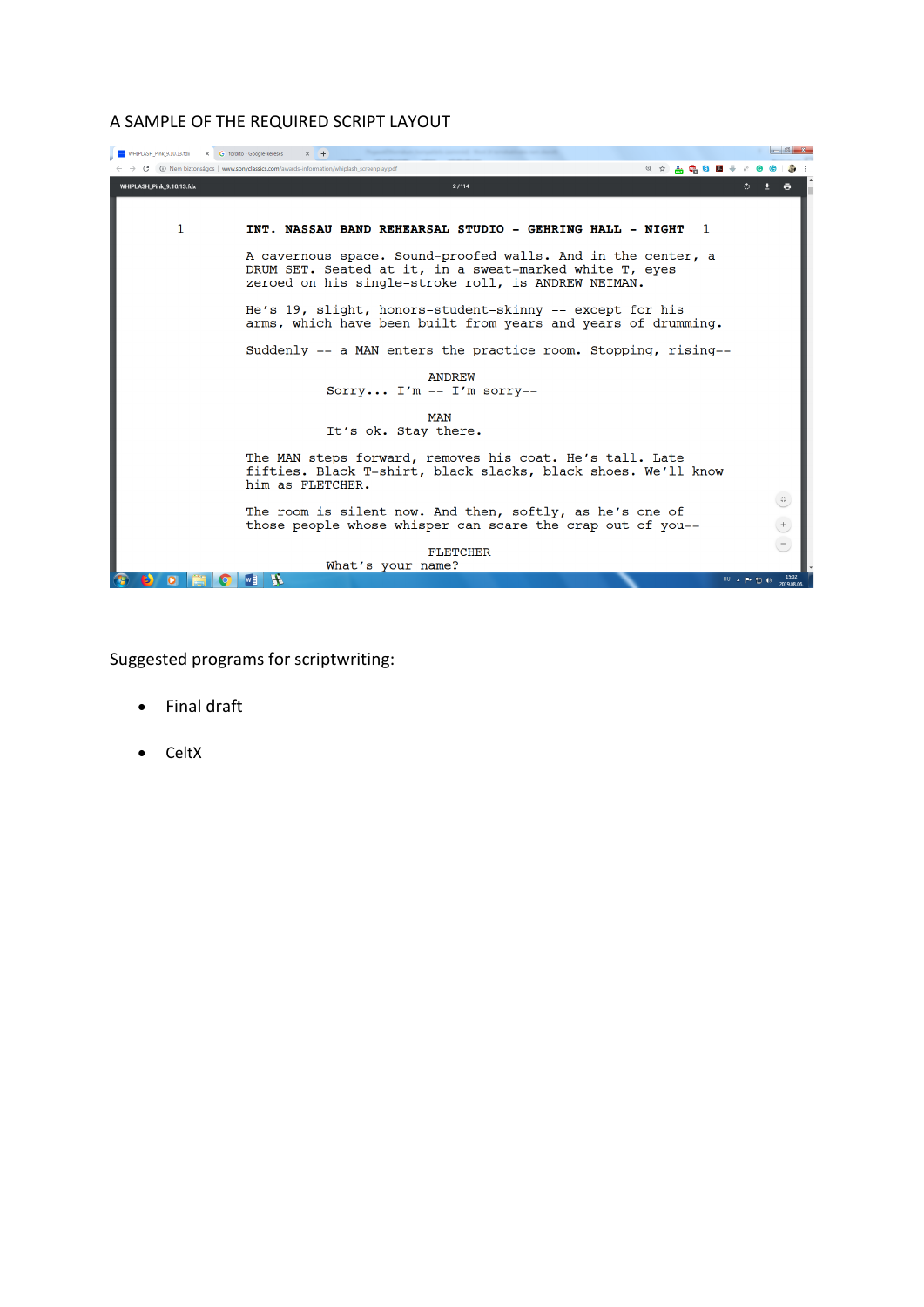A SAMPLE OF THE REQUIRED SCRIPT LAYOUT

```
1          INT. NASSAU BAND REHEARSAL STUDIO - GEHRING HALL - NIGHT   1

           A cavernous space. Sound-proofed walls. And in the center, a
           DRUM SET. Seated at it, in a sweat-marked white T, eyes
           zeroed on his single-stroke roll, is ANDREW NEIMAN.

           He's 19, slight, honors-student-skinny -- except for his
           arms, which have been built from years and years of drumming.

           Suddenly -- a MAN enters the practice room. Stopping, rising--

                                    ANDREW
                     Sorry... I'm -- I'm sorry--

                                    MAN
                     It's ok. Stay there.

           The MAN steps forward, removes his coat. He's tall. Late
           fifties. Black T-shirt, black slacks, black shoes. We'll know
           him as FLETCHER.

           The room is silent now. And then, softly, as he's one of
           those people whose whisper can scare the crap out of you--

                                    FLETCHER
                     What's your name?
```

Suggested programs for scriptwriting:

- Final draft
- CeltX